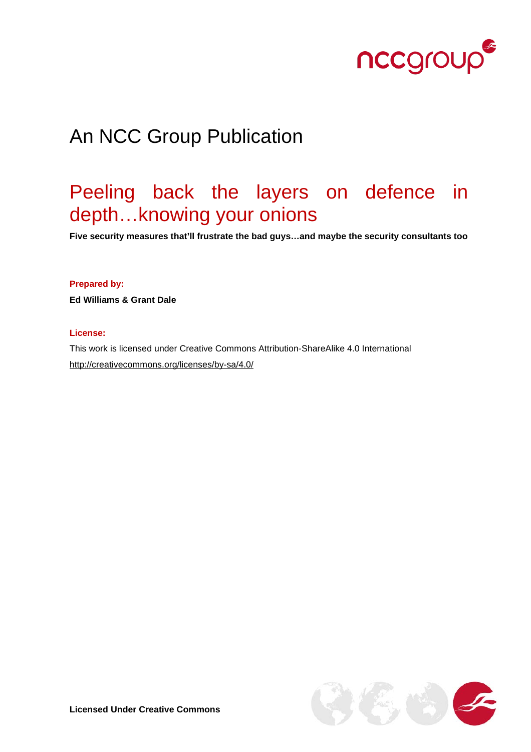An NCC Group Publication

# Peeling back the layers on defence in depth…knowing your onions

**Five security measures that'll frustrate the bad guys…and maybe the security consultants too**

**Prepared by:**

**Ed Williams & Grant Dale**

**License:**

This work is licensed under Creative Commons Attribution-ShareAlike 4.0 International

http://creativecommons.org/licenses/by-sa/4.0/

**Licensed Under Creative Commons**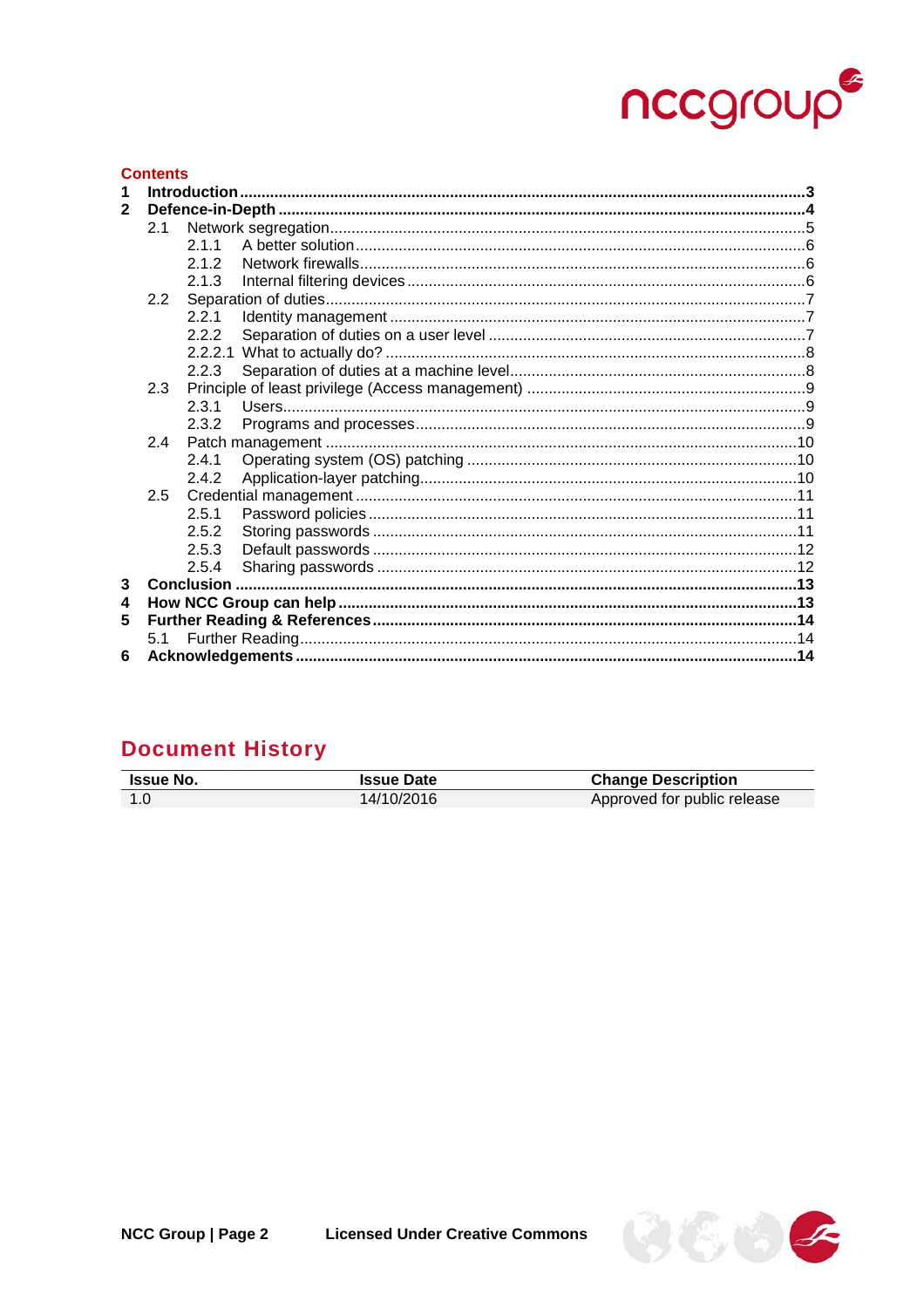## Contents

**1 Introduction** ... **3**
**2 Defence-in-Depth** ... **4**
- 2.1 Network segregation ... 5
  - 2.1.1 A better solution ... 6
  - 2.1.2 Network firewalls ... 6
  - 2.1.3 Internal filtering devices ... 6
- 2.2 Separation of duties ... 7
  - 2.2.1 Identity management ... 7
  - 2.2.2 Separation of duties on a user level ... 7
  - 2.2.2.1 What to actually do? ... 8
  - 2.2.3 Separation of duties at a machine level ... 8
- 2.3 Principle of least privilege (Access management) ... 9
  - 2.3.1 Users ... 9
  - 2.3.2 Programs and processes ... 9
- 2.4 Patch management ... 10
  - 2.4.1 Operating system (OS) patching ... 10
  - 2.4.2 Application-layer patching ... 10
- 2.5 Credential management ... 11
  - 2.5.1 Password policies ... 11
  - 2.5.2 Storing passwords ... 11
  - 2.5.3 Default passwords ... 12
  - 2.5.4 Sharing passwords ... 12

**3 Conclusion** ... **13**
**4 How NCC Group can help** ... **13**
**5 Further Reading & References** ... **14**
- 5.1 Further Reading ... 14

**6 Acknowledgements** ... **14**

## Document History

| Issue No. | Issue Date | Change Description |
|---|---|---|
| 1.0 | 14/10/2016 | Approved for public release |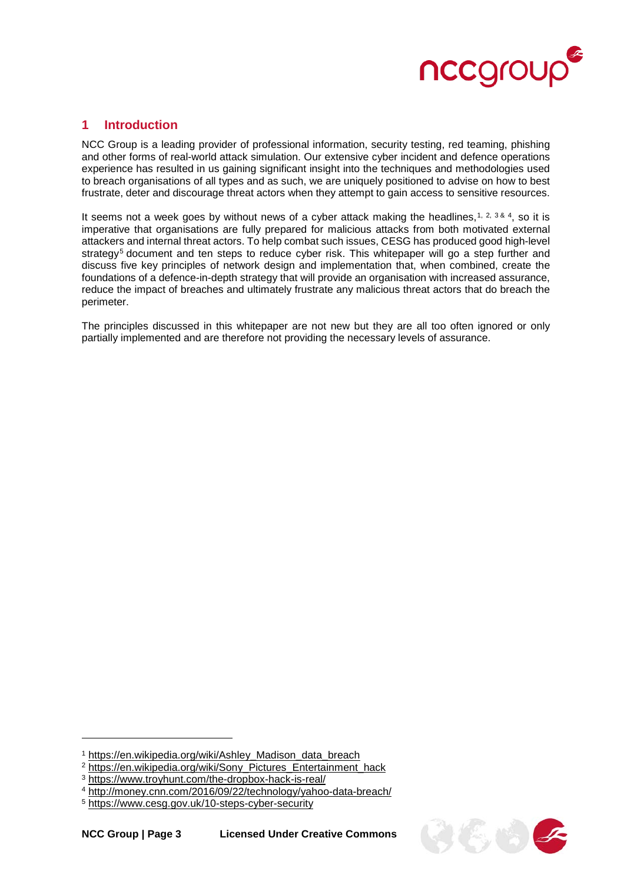## 1 Introduction

NCC Group is a leading provider of professional information, security testing, red teaming, phishing and other forms of real-world attack simulation. Our extensive cyber incident and defence operations experience has resulted in us gaining significant insight into the techniques and methodologies used to breach organisations of all types and as such, we are uniquely positioned to advise on how to best frustrate, deter and discourage threat actors when they attempt to gain access to sensitive resources.

It seems not a week goes by without news of a cyber attack making the headlines,[1, 2, 3 & 4], so it is imperative that organisations are fully prepared for malicious attacks from both motivated external attackers and internal threat actors. To help combat such issues, CESG has produced good high-level strategy[5] document and ten steps to reduce cyber risk. This whitepaper will go a step further and discuss five key principles of network design and implementation that, when combined, create the foundations of a defence-in-depth strategy that will provide an organisation with increased assurance, reduce the impact of breaches and ultimately frustrate any malicious threat actors that do breach the perimeter.

The principles discussed in this whitepaper are not new but they are all too often ignored or only partially implemented and are therefore not providing the necessary levels of assurance.

---

[1] https://en.wikipedia.org/wiki/Ashley_Madison_data_breach

[2] https://en.wikipedia.org/wiki/Sony_Pictures_Entertainment_hack

[3] https://www.troyhunt.com/the-dropbox-hack-is-real/

[4] http://money.cnn.com/2016/09/22/technology/yahoo-data-breach/

[5] https://www.cesg.gov.uk/10-steps-cyber-security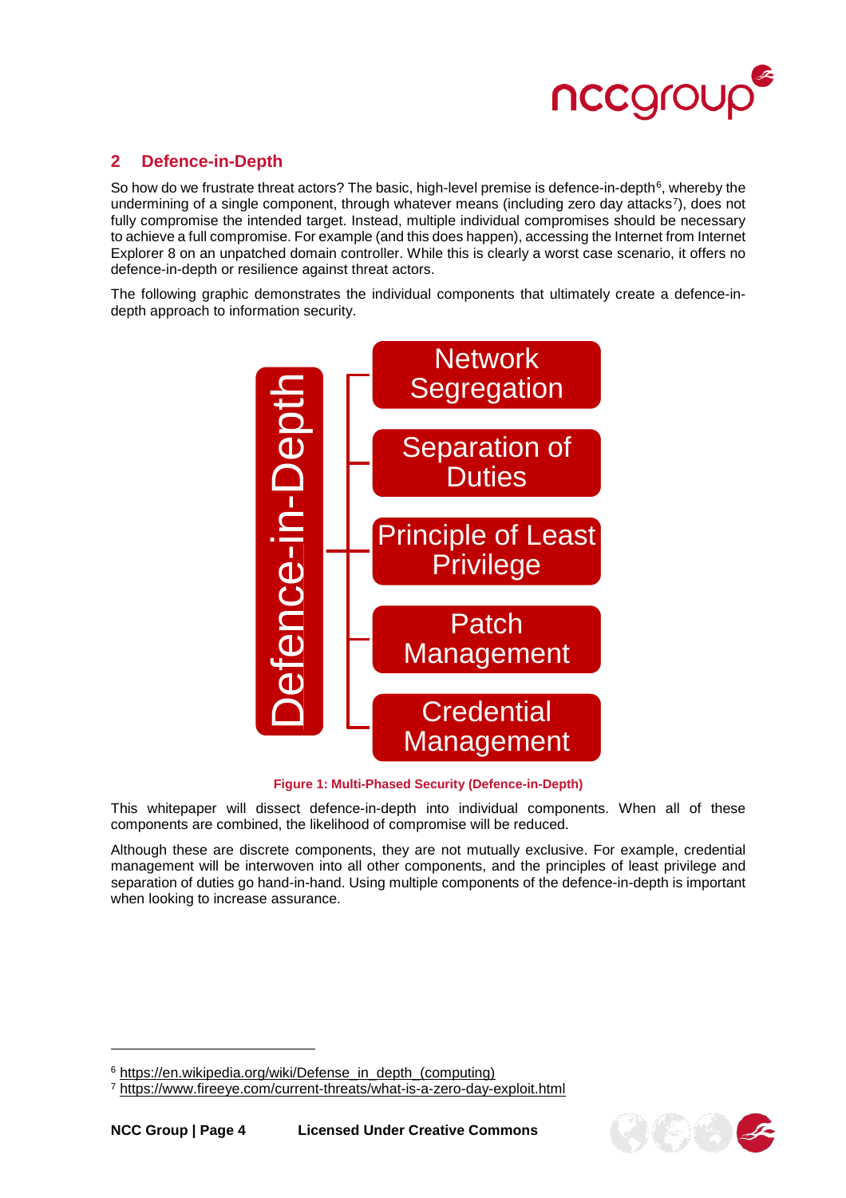## 2 Defence-in-Depth

So how do we frustrate threat actors? The basic, high-level premise is defence-in-depth[6], whereby the undermining of a single component, through whatever means (including zero day attacks[7]), does not fully compromise the intended target. Instead, multiple individual compromises should be necessary to achieve a full compromise. For example (and this does happen), accessing the Internet from Internet Explorer 8 on an unpatched domain controller. While this is clearly a worst case scenario, it offers no defence-in-depth or resilience against threat actors.

The following graphic demonstrates the individual components that ultimately create a defence-in-depth approach to information security.

Defence-in-Depth

- Network Segregation
- Separation of Duties
- Principle of Least Privilege
- Patch Management
- Credential Management

**Figure 1: Multi-Phased Security (Defence-in-Depth)**

This whitepaper will dissect defence-in-depth into individual components. When all of these components are combined, the likelihood of compromise will be reduced.

Although these are discrete components, they are not mutually exclusive. For example, credential management will be interwoven into all other components, and the principles of least privilege and separation of duties go hand-in-hand. Using multiple components of the defence-in-depth is important when looking to increase assurance.

---

[6] https://en.wikipedia.org/wiki/Defense_in_depth_(computing)

[7] https://www.fireeye.com/current-threats/what-is-a-zero-day-exploit.html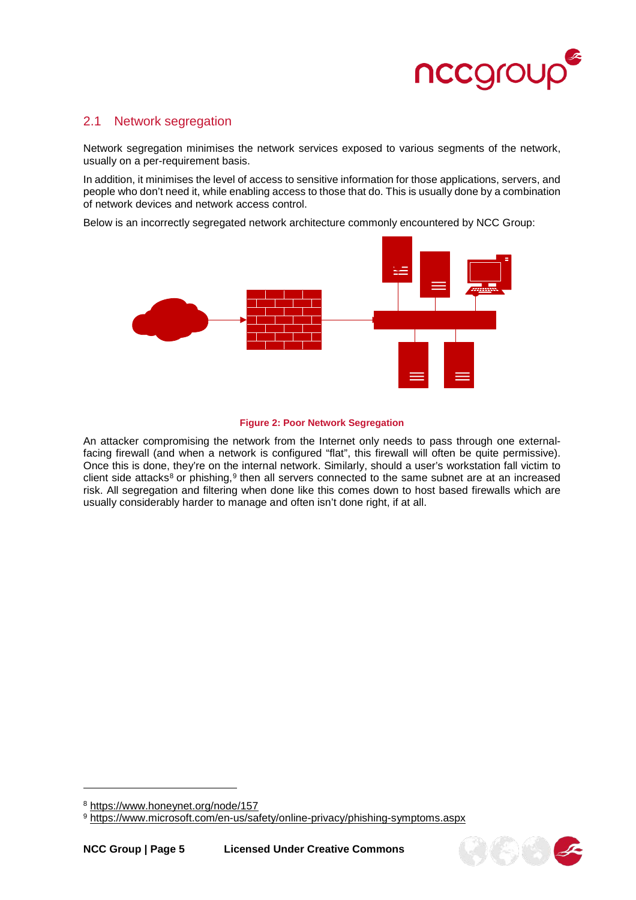## 2.1 Network segregation

Network segregation minimises the network services exposed to various segments of the network, usually on a per-requirement basis.

In addition, it minimises the level of access to sensitive information for those applications, servers, and people who don't need it, while enabling access to those that do. This is usually done by a combination of network devices and network access control.

Below is an incorrectly segregated network architecture commonly encountered by NCC Group:

**Figure 2: Poor Network Segregation**

An attacker compromising the network from the Internet only needs to pass through one external-facing firewall (and when a network is configured "flat", this firewall will often be quite permissive). Once this is done, they're on the internal network. Similarly, should a user's workstation fall victim to client side attacks[8] or phishing,[9] then all servers connected to the same subnet are at an increased risk. All segregation and filtering when done like this comes down to host based firewalls which are usually considerably harder to manage and often isn't done right, if at all.

---

[8] https://www.honeynet.org/node/157

[9] https://www.microsoft.com/en-us/safety/online-privacy/phishing-symptoms.aspx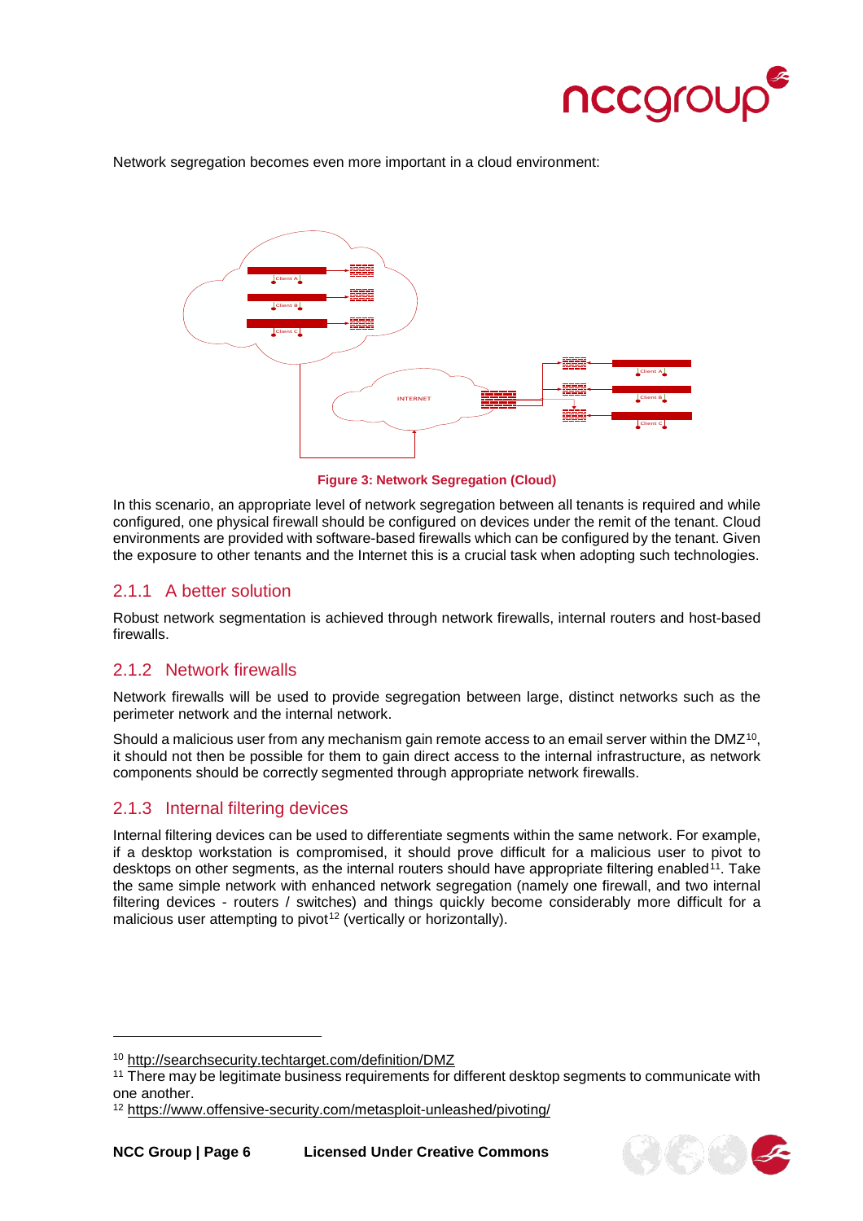Network segregation becomes even more important in a cloud environment:

**Figure 3: Network Segregation (Cloud)**

In this scenario, an appropriate level of network segregation between all tenants is required and while configured, one physical firewall should be configured on devices under the remit of the tenant. Cloud environments are provided with software-based firewalls which can be configured by the tenant. Given the exposure to other tenants and the Internet this is a crucial task when adopting such technologies.

### 2.1.1 A better solution

Robust network segmentation is achieved through network firewalls, internal routers and host-based firewalls.

### 2.1.2 Network firewalls

Network firewalls will be used to provide segregation between large, distinct networks such as the perimeter network and the internal network.

Should a malicious user from any mechanism gain remote access to an email server within the DMZ[10], it should not then be possible for them to gain direct access to the internal infrastructure, as network components should be correctly segmented through appropriate network firewalls.

### 2.1.3 Internal filtering devices

Internal filtering devices can be used to differentiate segments within the same network. For example, if a desktop workstation is compromised, it should prove difficult for a malicious user to pivot to desktops on other segments, as the internal routers should have appropriate filtering enabled[11]. Take the same simple network with enhanced network segregation (namely one firewall, and two internal filtering devices - routers / switches) and things quickly become considerably more difficult for a malicious user attempting to pivot[12] (vertically or horizontally).

---

[10] http://searchsecurity.techtarget.com/definition/DMZ

[11] There may be legitimate business requirements for different desktop segments to communicate with one another.

[12] https://www.offensive-security.com/metasploit-unleashed/pivoting/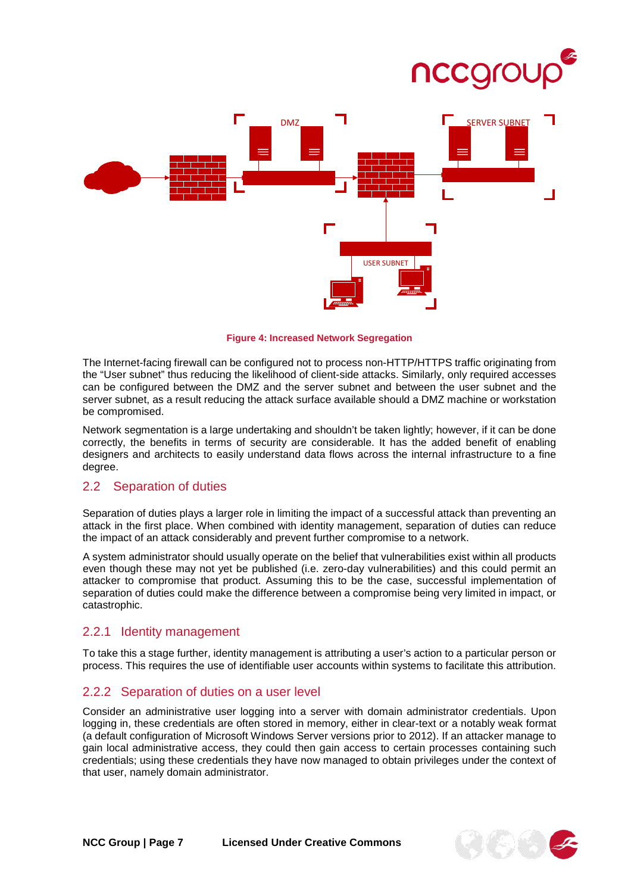Figure 4: Increased Network Segregation

The Internet-facing firewall can be configured not to process non-HTTP/HTTPS traffic originating from the "User subnet" thus reducing the likelihood of client-side attacks. Similarly, only required accesses can be configured between the DMZ and the server subnet and between the user subnet and the server subnet, as a result reducing the attack surface available should a DMZ machine or workstation be compromised.

Network segmentation is a large undertaking and shouldn't be taken lightly; however, if it can be done correctly, the benefits in terms of security are considerable. It has the added benefit of enabling designers and architects to easily understand data flows across the internal infrastructure to a fine degree.

## 2.2 Separation of duties

Separation of duties plays a larger role in limiting the impact of a successful attack than preventing an attack in the first place. When combined with identity management, separation of duties can reduce the impact of an attack considerably and prevent further compromise to a network.

A system administrator should usually operate on the belief that vulnerabilities exist within all products even though these may not yet be published (i.e. zero-day vulnerabilities) and this could permit an attacker to compromise that product. Assuming this to be the case, successful implementation of separation of duties could make the difference between a compromise being very limited in impact, or catastrophic.

### 2.2.1 Identity management

To take this a stage further, identity management is attributing a user's action to a particular person or process. This requires the use of identifiable user accounts within systems to facilitate this attribution.

### 2.2.2 Separation of duties on a user level

Consider an administrative user logging into a server with domain administrator credentials. Upon logging in, these credentials are often stored in memory, either in clear-text or a notably weak format (a default configuration of Microsoft Windows Server versions prior to 2012). If an attacker manage to gain local administrative access, they could then gain access to certain processes containing such credentials; using these credentials they have now managed to obtain privileges under the context of that user, namely domain administrator.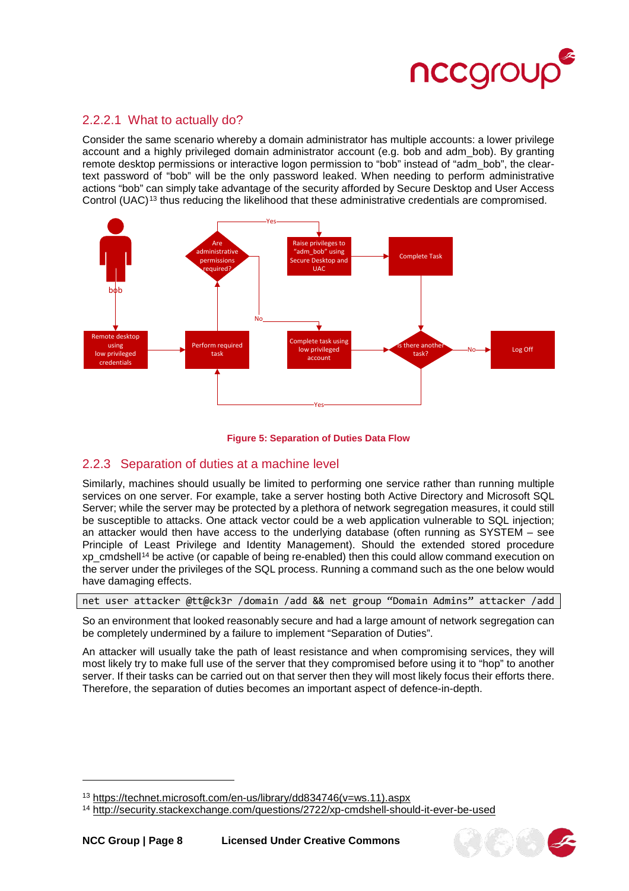### 2.2.2.1 What to actually do?

Consider the same scenario whereby a domain administrator has multiple accounts: a lower privilege account and a highly privileged domain administrator account (e.g. bob and adm_bob). By granting remote desktop permissions or interactive logon permission to "bob" instead of "adm_bob", the clear-text password of "bob" will be the only password leaked. When needing to perform administrative actions "bob" can simply take advantage of the security afforded by Secure Desktop and User Access Control (UAC)[13] thus reducing the likelihood that these administrative credentials are compromised.

**Figure 5: Separation of Duties Data Flow**

## 2.2.3 Separation of duties at a machine level

Similarly, machines should usually be limited to performing one service rather than running multiple services on one server. For example, take a server hosting both Active Directory and Microsoft SQL Server; while the server may be protected by a plethora of network segregation measures, it could still be susceptible to attacks. One attack vector could be a web application vulnerable to SQL injection; an attacker would then have access to the underlying database (often running as SYSTEM – see Principle of Least Privilege and Identity Management). Should the extended stored procedure xp_cmdshell[14] be active (or capable of being re-enabled) then this could allow command execution on the server under the privileges of the SQL process. Running a command such as the one below would have damaging effects.

```
net user attacker @tt@ck3r /domain /add && net group "Domain Admins" attacker /add
```

So an environment that looked reasonably secure and had a large amount of network segregation can be completely undermined by a failure to implement "Separation of Duties".

An attacker will usually take the path of least resistance and when compromising services, they will most likely try to make full use of the server that they compromised before using it to "hop" to another server. If their tasks can be carried out on that server then they will most likely focus their efforts there. Therefore, the separation of duties becomes an important aspect of defence-in-depth.

---

[13] https://technet.microsoft.com/en-us/library/dd834746(v=ws.11).aspx

[14] http://security.stackexchange.com/questions/2722/xp-cmdshell-should-it-ever-be-used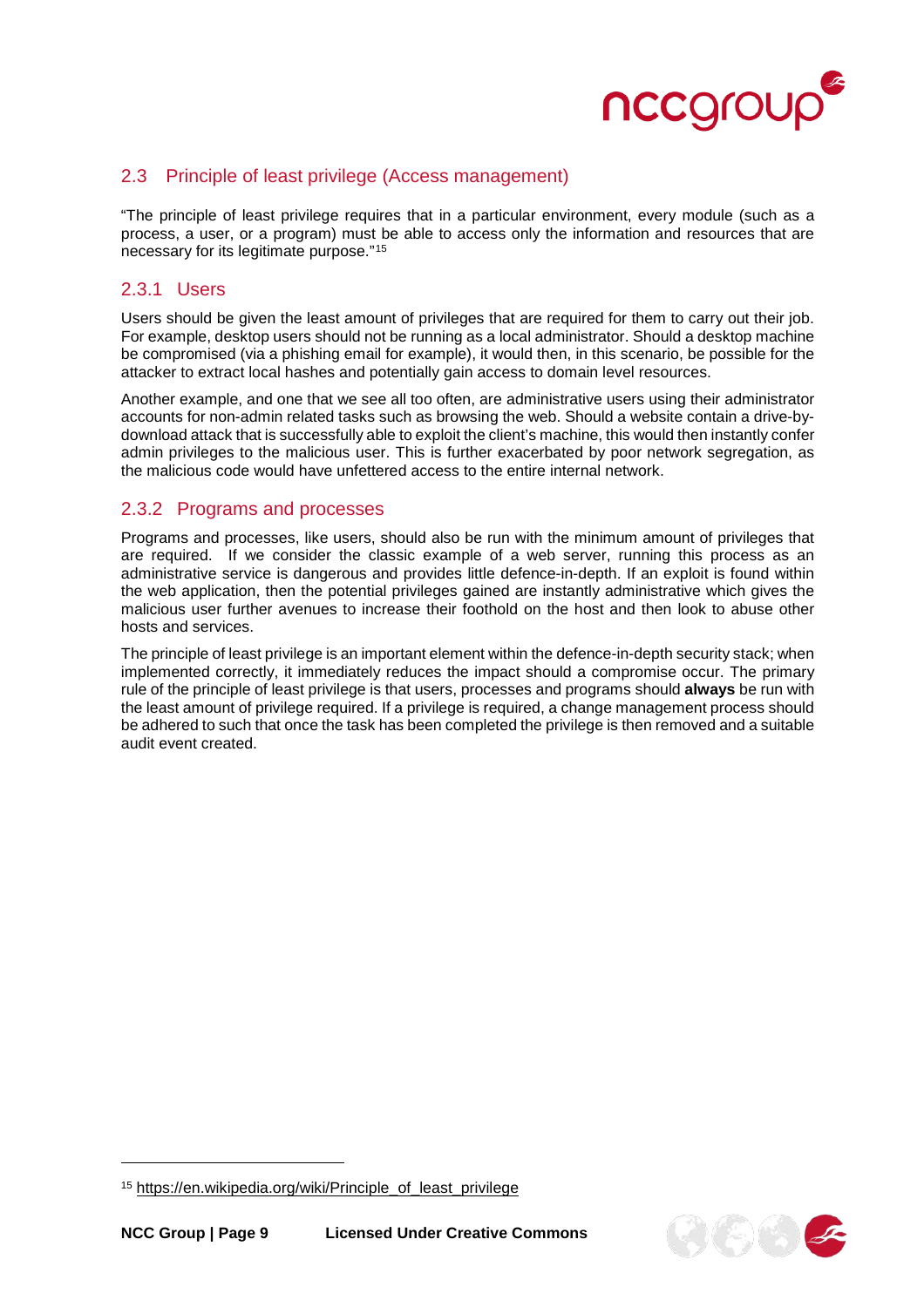## 2.3 Principle of least privilege (Access management)

"The principle of least privilege requires that in a particular environment, every module (such as a process, a user, or a program) must be able to access only the information and resources that are necessary for its legitimate purpose."[15]

### 2.3.1 Users

Users should be given the least amount of privileges that are required for them to carry out their job. For example, desktop users should not be running as a local administrator. Should a desktop machine be compromised (via a phishing email for example), it would then, in this scenario, be possible for the attacker to extract local hashes and potentially gain access to domain level resources.

Another example, and one that we see all too often, are administrative users using their administrator accounts for non-admin related tasks such as browsing the web. Should a website contain a drive-by-download attack that is successfully able to exploit the client's machine, this would then instantly confer admin privileges to the malicious user. This is further exacerbated by poor network segregation, as the malicious code would have unfettered access to the entire internal network.

### 2.3.2 Programs and processes

Programs and processes, like users, should also be run with the minimum amount of privileges that are required. If we consider the classic example of a web server, running this process as an administrative service is dangerous and provides little defence-in-depth. If an exploit is found within the web application, then the potential privileges gained are instantly administrative which gives the malicious user further avenues to increase their foothold on the host and then look to abuse other hosts and services.

The principle of least privilege is an important element within the defence-in-depth security stack; when implemented correctly, it immediately reduces the impact should a compromise occur. The primary rule of the principle of least privilege is that users, processes and programs should **always** be run with the least amount of privilege required. If a privilege is required, a change management process should be adhered to such that once the task has been completed the privilege is then removed and a suitable audit event created.

---

[15] https://en.wikipedia.org/wiki/Principle_of_least_privilege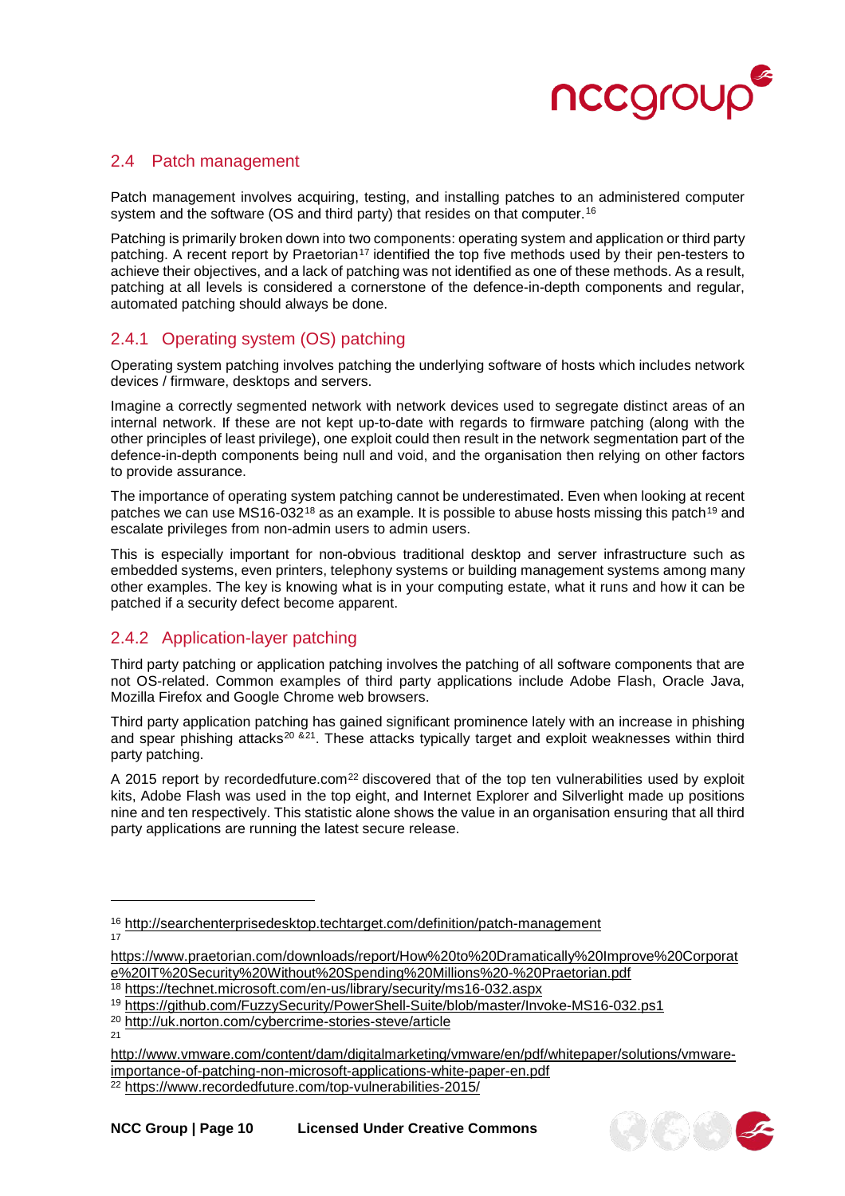## 2.4 Patch management

Patch management involves acquiring, testing, and installing patches to an administered computer system and the software (OS and third party) that resides on that computer.[16]

Patching is primarily broken down into two components: operating system and application or third party patching. A recent report by Praetorian[17] identified the top five methods used by their pen-testers to achieve their objectives, and a lack of patching was not identified as one of these methods. As a result, patching at all levels is considered a cornerstone of the defence-in-depth components and regular, automated patching should always be done.

### 2.4.1 Operating system (OS) patching

Operating system patching involves patching the underlying software of hosts which includes network devices / firmware, desktops and servers.

Imagine a correctly segmented network with network devices used to segregate distinct areas of an internal network. If these are not kept up-to-date with regards to firmware patching (along with the other principles of least privilege), one exploit could then result in the network segmentation part of the defence-in-depth components being null and void, and the organisation then relying on other factors to provide assurance.

The importance of operating system patching cannot be underestimated. Even when looking at recent patches we can use MS16-032[18] as an example. It is possible to abuse hosts missing this patch[19] and escalate privileges from non-admin users to admin users.

This is especially important for non-obvious traditional desktop and server infrastructure such as embedded systems, even printers, telephony systems or building management systems among many other examples. The key is knowing what is in your computing estate, what it runs and how it can be patched if a security defect become apparent.

### 2.4.2 Application-layer patching

Third party patching or application patching involves the patching of all software components that are not OS-related. Common examples of third party applications include Adobe Flash, Oracle Java, Mozilla Firefox and Google Chrome web browsers.

Third party application patching has gained significant prominence lately with an increase in phishing and spear phishing attacks[20 & 21]. These attacks typically target and exploit weaknesses within third party patching.

A 2015 report by recordedfuture.com[22] discovered that of the top ten vulnerabilities used by exploit kits, Adobe Flash was used in the top eight, and Internet Explorer and Silverlight made up positions nine and ten respectively. This statistic alone shows the value in an organisation ensuring that all third party applications are running the latest secure release.

---

[16] http://searchenterprisedesktop.techtarget.com/definition/patch-management

[17] https://www.praetorian.com/downloads/report/How%20to%20Dramatically%20Improve%20Corporate%20IT%20Security%20Without%20Spending%20Millions%20-%20Praetorian.pdf

[18] https://technet.microsoft.com/en-us/library/security/ms16-032.aspx

[19] https://github.com/FuzzySecurity/PowerShell-Suite/blob/master/Invoke-MS16-032.ps1

[20] http://uk.norton.com/cybercrime-stories-steve/article

[21] http://www.vmware.com/content/dam/digitalmarketing/vmware/en/pdf/whitepaper/solutions/vmware-importance-of-patching-non-microsoft-applications-white-paper-en.pdf

[22] https://www.recordedfuture.com/top-vulnerabilities-2015/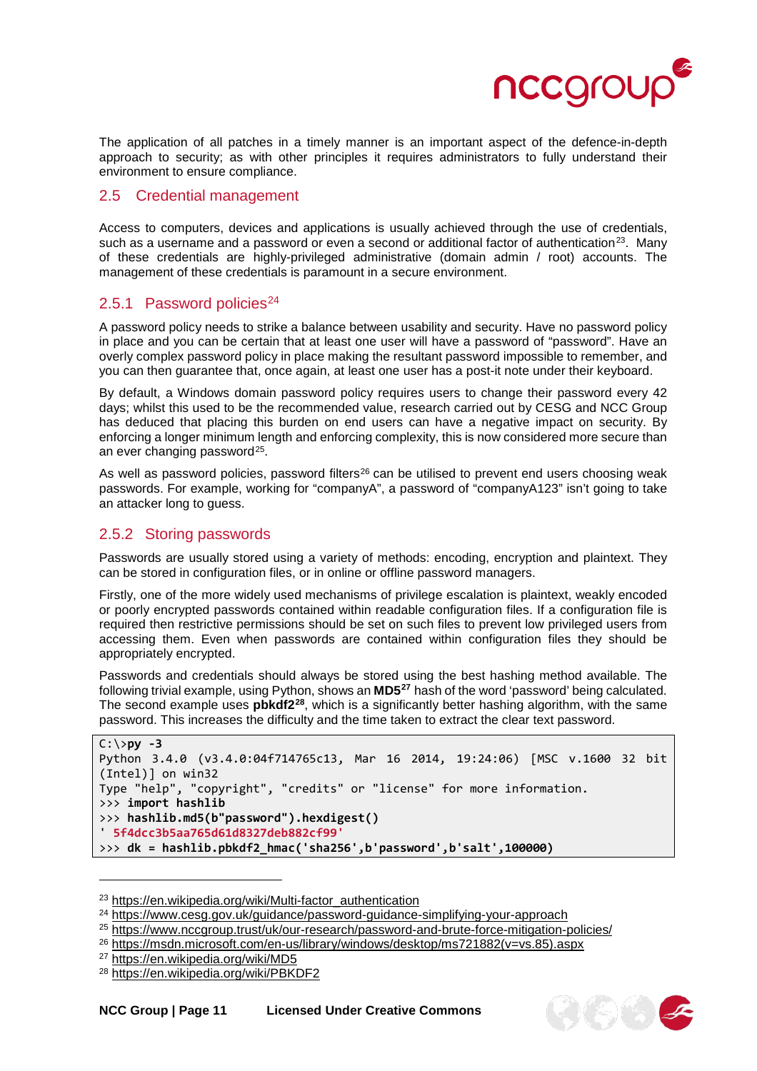The application of all patches in a timely manner is an important aspect of the defence-in-depth approach to security; as with other principles it requires administrators to fully understand their environment to ensure compliance.

## 2.5 Credential management

Access to computers, devices and applications is usually achieved through the use of credentials, such as a username and a password or even a second or additional factor of authentication[23]. Many of these credentials are highly-privileged administrative (domain admin / root) accounts. The management of these credentials is paramount in a secure environment.

### 2.5.1 Password policies[24]

A password policy needs to strike a balance between usability and security. Have no password policy in place and you can be certain that at least one user will have a password of "password". Have an overly complex password policy in place making the resultant password impossible to remember, and you can then guarantee that, once again, at least one user has a post-it note under their keyboard.

By default, a Windows domain password policy requires users to change their password every 42 days; whilst this used to be the recommended value, research carried out by CESG and NCC Group has deduced that placing this burden on end users can have a negative impact on security. By enforcing a longer minimum length and enforcing complexity, this is now considered more secure than an ever changing password[25].

As well as password policies, password filters[26] can be utilised to prevent end users choosing weak passwords. For example, working for "companyA", a password of "companyA123" isn't going to take an attacker long to guess.

### 2.5.2 Storing passwords

Passwords are usually stored using a variety of methods: encoding, encryption and plaintext. They can be stored in configuration files, or in online or offline password managers.

Firstly, one of the more widely used mechanisms of privilege escalation is plaintext, weakly encoded or poorly encrypted passwords contained within readable configuration files. If a configuration file is required then restrictive permissions should be set on such files to prevent low privileged users from accessing them. Even when passwords are contained within configuration files they should be appropriately encrypted.

Passwords and credentials should always be stored using the best hashing method available. The following trivial example, using Python, shows an **MD5**[27] hash of the word 'password' being calculated. The second example uses **pbkdf2**[28], which is a significantly better hashing algorithm, with the same password. This increases the difficulty and the time taken to extract the clear text password.

```
C:\>py -3
Python 3.4.0 (v3.4.0:04f714765c13, Mar 16 2014, 19:24:06) [MSC v.1600 32 bit
(Intel)] on win32
Type "help", "copyright", "credits" or "license" for more information.
>>> import hashlib
>>> hashlib.md5(b"password").hexdigest()
' 5f4dcc3b5aa765d61d8327deb882cf99'
>>> dk = hashlib.pbkdf2_hmac('sha256',b'password',b'salt',100000)
```

[23] https://en.wikipedia.org/wiki/Multi-factor_authentication
[24] https://www.cesg.gov.uk/guidance/password-guidance-simplifying-your-approach
[25] https://www.nccgroup.trust/uk/our-research/password-and-brute-force-mitigation-policies/
[26] https://msdn.microsoft.com/en-us/library/windows/desktop/ms721882(v=vs.85).aspx
[27] https://en.wikipedia.org/wiki/MD5
[28] https://en.wikipedia.org/wiki/PBKDF2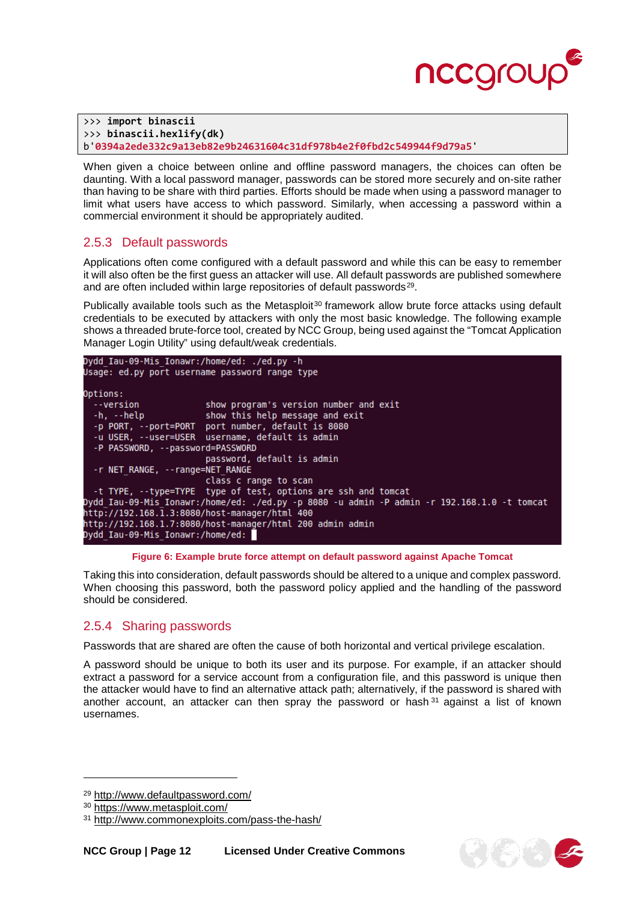```
>>> import binascii
>>> binascii.hexlify(dk)
b'0394a2ede332c9a13eb82e9b24631604c31df978b4e2f0fbd2c549944f9d79a5'
```

When given a choice between online and offline password managers, the choices can often be daunting. With a local password manager, passwords can be stored more securely and on-site rather than having to be share with third parties. Efforts should be made when using a password manager to limit what users have access to which password. Similarly, when accessing a password within a commercial environment it should be appropriately audited.

### 2.5.3 Default passwords

Applications often come configured with a default password and while this can be easy to remember it will also often be the first guess an attacker will use. All default passwords are published somewhere and are often included within large repositories of default passwords[29].

Publically available tools such as the Metasploit[30] framework allow brute force attacks using default credentials to be executed by attackers with only the most basic knowledge. The following example shows a threaded brute-force tool, created by NCC Group, being used against the "Tomcat Application Manager Login Utility" using default/weak credentials.

```
Dydd_Iau-09-Mis_Ionawr:/home/ed: ./ed.py -h
Usage: ed.py port username password range type

Options:
  --version             show program's version number and exit
  -h, --help            show this help message and exit
  -p PORT, --port=PORT  port number, default is 8080
  -u USER, --user=USER  username, default is admin
  -P PASSWORD, --password=PASSWORD
                        password, default is admin
  -r NET_RANGE, --range=NET_RANGE
                        class c range to scan
  -t TYPE, --type=TYPE  type of test, options are ssh and tomcat
Dydd_Iau-09-Mis_Ionawr:/home/ed: ./ed.py -p 8080 -u admin -P admin -r 192.168.1.0 -t tomcat
http://192.168.1.3:8080/host-manager/html 400
http://192.168.1.7:8080/host-manager/html 200 admin admin
Dydd_Iau-09-Mis_Ionawr:/home/ed:
```

**Figure 6: Example brute force attempt on default password against Apache Tomcat**

Taking this into consideration, default passwords should be altered to a unique and complex password. When choosing this password, both the password policy applied and the handling of the password should be considered.

### 2.5.4 Sharing passwords

Passwords that are shared are often the cause of both horizontal and vertical privilege escalation.

A password should be unique to both its user and its purpose. For example, if an attacker should extract a password for a service account from a configuration file, and this password is unique then the attacker would have to find an alternative attack path; alternatively, if the password is shared with another account, an attacker can then spray the password or hash[31] against a list of known usernames.

---

[29] http://www.defaultpassword.com/
[30] https://www.metasploit.com/
[31] http://www.commonexploits.com/pass-the-hash/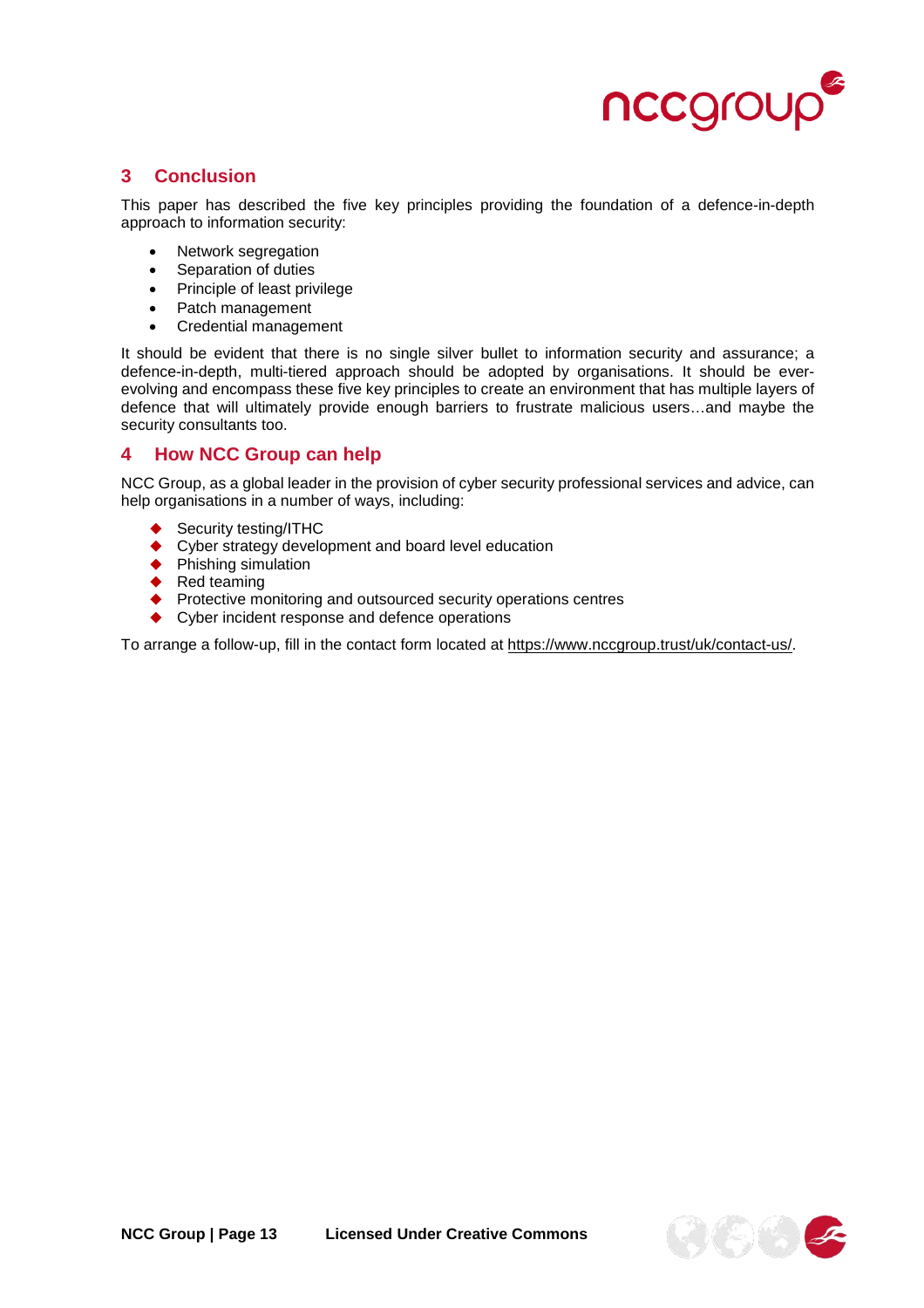## 3 Conclusion

This paper has described the five key principles providing the foundation of a defence-in-depth approach to information security:

- Network segregation
- Separation of duties
- Principle of least privilege
- Patch management
- Credential management

It should be evident that there is no single silver bullet to information security and assurance; a defence-in-depth, multi-tiered approach should be adopted by organisations. It should be ever-evolving and encompass these five key principles to create an environment that has multiple layers of defence that will ultimately provide enough barriers to frustrate malicious users…and maybe the security consultants too.

## 4 How NCC Group can help

NCC Group, as a global leader in the provision of cyber security professional services and advice, can help organisations in a number of ways, including:

- Security testing/ITHC
- Cyber strategy development and board level education
- Phishing simulation
- Red teaming
- Protective monitoring and outsourced security operations centres
- Cyber incident response and defence operations

To arrange a follow-up, fill in the contact form located at https://www.nccgroup.trust/uk/contact-us/.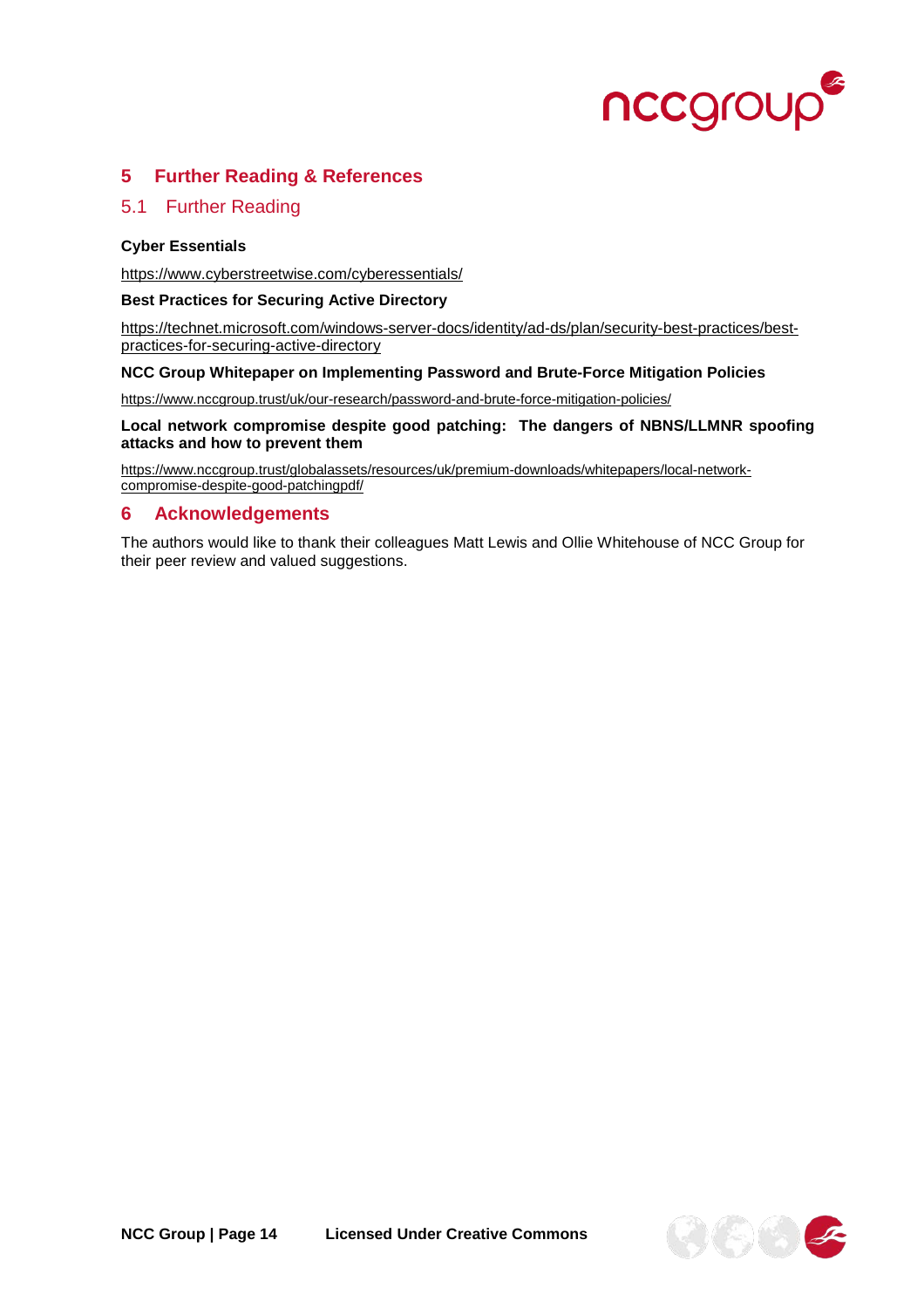# 5 Further Reading & References

## 5.1 Further Reading

**Cyber Essentials**

https://www.cyberstreetwise.com/cyberessentials/

**Best Practices for Securing Active Directory**

https://technet.microsoft.com/windows-server-docs/identity/ad-ds/plan/security-best-practices/best-practices-for-securing-active-directory

**NCC Group Whitepaper on Implementing Password and Brute-Force Mitigation Policies**

https://www.nccgroup.trust/uk/our-research/password-and-brute-force-mitigation-policies/

**Local network compromise despite good patching: The dangers of NBNS/LLMNR spoofing attacks and how to prevent them**

https://www.nccgroup.trust/globalassets/resources/uk/premium-downloads/whitepapers/local-network-compromise-despite-good-patchingpdf/

# 6 Acknowledgements

The authors would like to thank their colleagues Matt Lewis and Ollie Whitehouse of NCC Group for their peer review and valued suggestions.